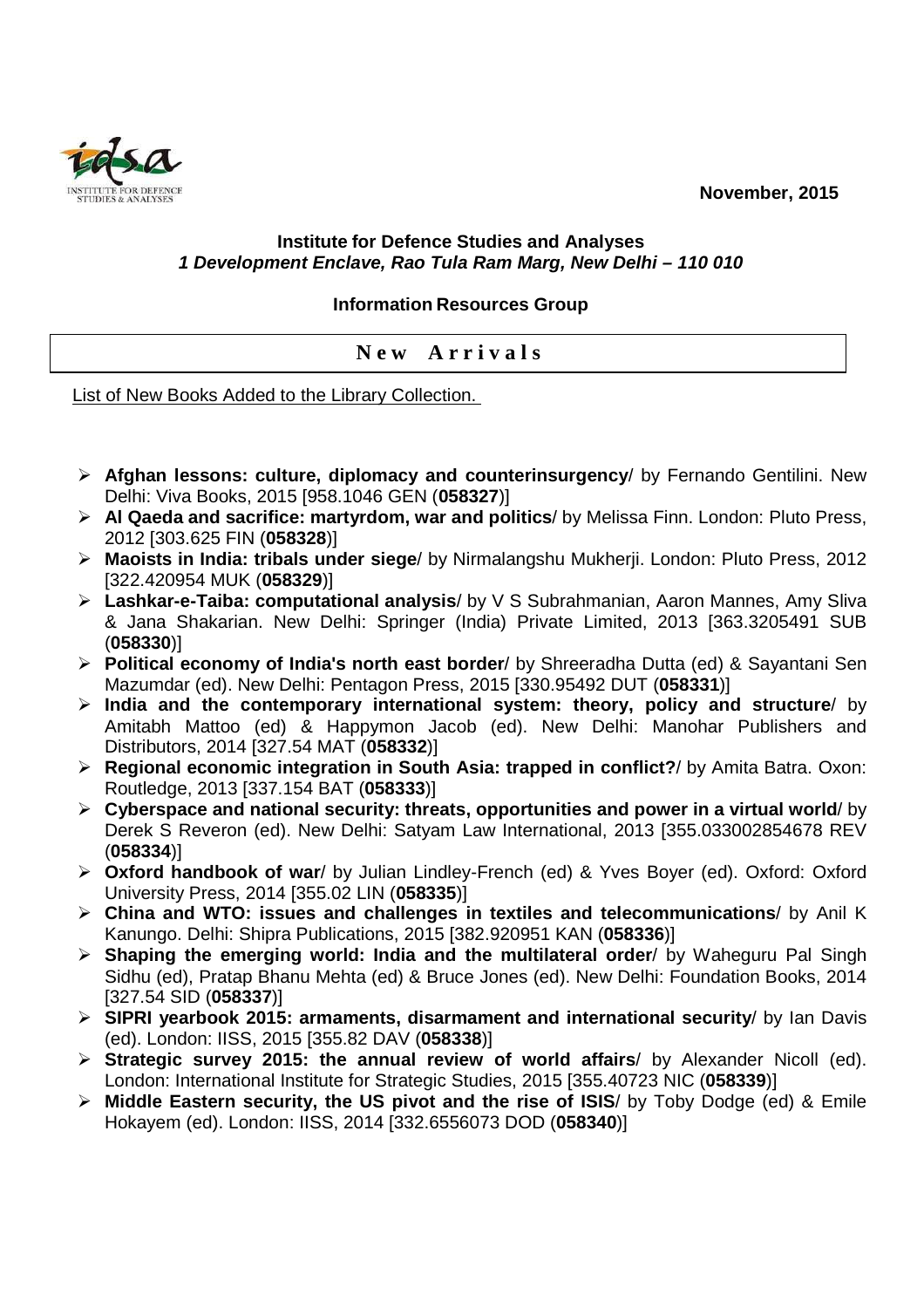November, 2015

**Institute for Defence Studies and Analyses**
***1 Development Enclave, Rao Tula Ram Marg, New Delhi – 110 010***

**Information Resources Group**

# New Arrivals

List of New Books Added to the Library Collection.

- **Afghan lessons: culture, diplomacy and counterinsurgency**/ by Fernando Gentilini. New Delhi: Viva Books, 2015 [958.1046 GEN (**058327**)]
- **Al Qaeda and sacrifice: martyrdom, war and politics**/ by Melissa Finn. London: Pluto Press, 2012 [303.625 FIN (**058328**)]
- **Maoists in India: tribals under siege**/ by Nirmalangshu Mukherji. London: Pluto Press, 2012 [322.420954 MUK (**058329**)]
- **Lashkar-e-Taiba: computational analysis**/ by V S Subrahmanian, Aaron Mannes, Amy Sliva & Jana Shakarian. New Delhi: Springer (India) Private Limited, 2013 [363.3205491 SUB (**058330**)]
- **Political economy of India's north east border**/ by Shreeradha Dutta (ed) & Sayantani Sen Mazumdar (ed). New Delhi: Pentagon Press, 2015 [330.95492 DUT (**058331**)]
- **India and the contemporary international system: theory, policy and structure**/ by Amitabh Mattoo (ed) & Happymon Jacob (ed). New Delhi: Manohar Publishers and Distributors, 2014 [327.54 MAT (**058332**)]
- **Regional economic integration in South Asia: trapped in conflict?**/ by Amita Batra. Oxon: Routledge, 2013 [337.154 BAT (**058333**)]
- **Cyberspace and national security: threats, opportunities and power in a virtual world**/ by Derek S Reveron (ed). New Delhi: Satyam Law International, 2013 [355.033002854678 REV (**058334**)]
- **Oxford handbook of war**/ by Julian Lindley-French (ed) & Yves Boyer (ed). Oxford: Oxford University Press, 2014 [355.02 LIN (**058335**)]
- **China and WTO: issues and challenges in textiles and telecommunications**/ by Anil K Kanungo. Delhi: Shipra Publications, 2015 [382.920951 KAN (**058336**)]
- **Shaping the emerging world: India and the multilateral order**/ by Waheguru Pal Singh Sidhu (ed), Pratap Bhanu Mehta (ed) & Bruce Jones (ed). New Delhi: Foundation Books, 2014 [327.54 SID (**058337**)]
- **SIPRI yearbook 2015: armaments, disarmament and international security**/ by Ian Davis (ed). London: IISS, 2015 [355.82 DAV (**058338**)]
- **Strategic survey 2015: the annual review of world affairs**/ by Alexander Nicoll (ed). London: International Institute for Strategic Studies, 2015 [355.40723 NIC (**058339**)]
- **Middle Eastern security, the US pivot and the rise of ISIS**/ by Toby Dodge (ed) & Emile Hokayem (ed). London: IISS, 2014 [332.6556073 DOD (**058340**)]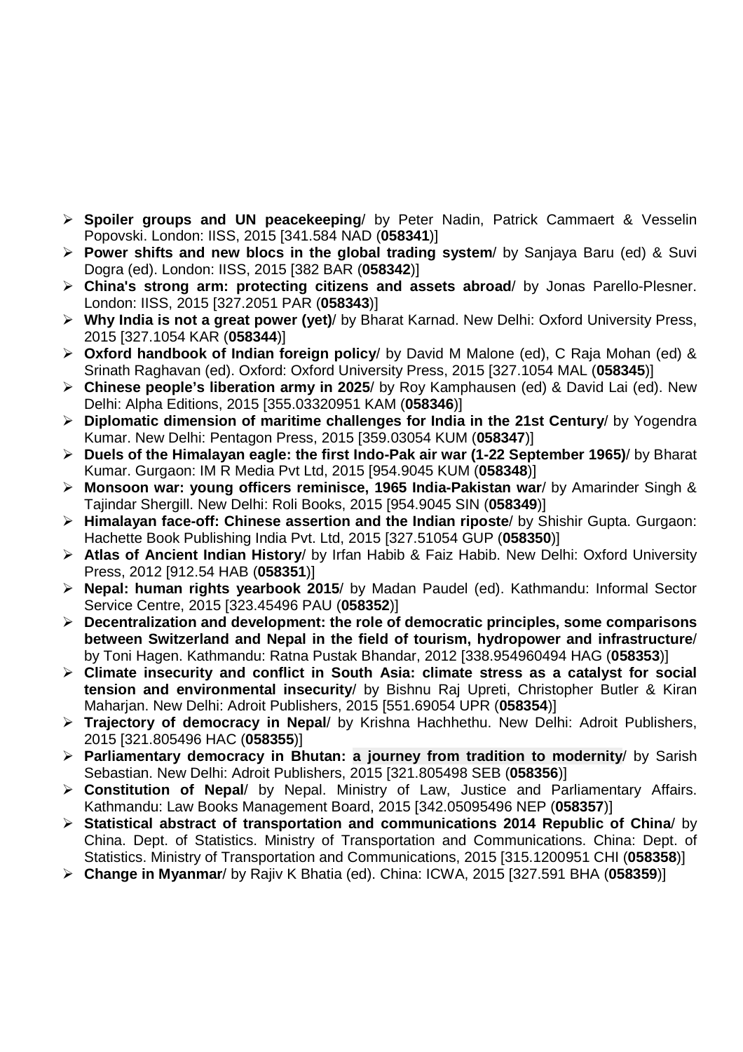- **Spoiler groups and UN peacekeeping**/ by Peter Nadin, Patrick Cammaert & Vesselin Popovski. London: IISS, 2015 [341.584 NAD (**058341**)]
- **Power shifts and new blocs in the global trading system**/ by Sanjaya Baru (ed) & Suvi Dogra (ed). London: IISS, 2015 [382 BAR (**058342**)]
- **China's strong arm: protecting citizens and assets abroad**/ by Jonas Parello-Plesner. London: IISS, 2015 [327.2051 PAR (**058343**)]
- **Why India is not a great power (yet)**/ by Bharat Karnad. New Delhi: Oxford University Press, 2015 [327.1054 KAR (**058344**)]
- **Oxford handbook of Indian foreign policy**/ by David M Malone (ed), C Raja Mohan (ed) & Srinath Raghavan (ed). Oxford: Oxford University Press, 2015 [327.1054 MAL (**058345**)]
- **Chinese people's liberation army in 2025**/ by Roy Kamphausen (ed) & David Lai (ed). New Delhi: Alpha Editions, 2015 [355.03320951 KAM (**058346**)]
- **Diplomatic dimension of maritime challenges for India in the 21st Century**/ by Yogendra Kumar. New Delhi: Pentagon Press, 2015 [359.03054 KUM (**058347**)]
- **Duels of the Himalayan eagle: the first Indo-Pak air war (1-22 September 1965)**/ by Bharat Kumar. Gurgaon: IM R Media Pvt Ltd, 2015 [954.9045 KUM (**058348**)]
- **Monsoon war: young officers reminisce, 1965 India-Pakistan war**/ by Amarinder Singh & Tajindar Shergill. New Delhi: Roli Books, 2015 [954.9045 SIN (**058349**)]
- **Himalayan face-off: Chinese assertion and the Indian riposte**/ by Shishir Gupta. Gurgaon: Hachette Book Publishing India Pvt. Ltd, 2015 [327.51054 GUP (**058350**)]
- **Atlas of Ancient Indian History**/ by Irfan Habib & Faiz Habib. New Delhi: Oxford University Press, 2012 [912.54 HAB (**058351**)]
- **Nepal: human rights yearbook 2015**/ by Madan Paudel (ed). Kathmandu: Informal Sector Service Centre, 2015 [323.45496 PAU (**058352**)]
- **Decentralization and development: the role of democratic principles, some comparisons between Switzerland and Nepal in the field of tourism, hydropower and infrastructure**/ by Toni Hagen. Kathmandu: Ratna Pustak Bhandar, 2012 [338.954960494 HAG (**058353**)]
- **Climate insecurity and conflict in South Asia: climate stress as a catalyst for social tension and environmental insecurity**/ by Bishnu Raj Upreti, Christopher Butler & Kiran Maharjan. New Delhi: Adroit Publishers, 2015 [551.69054 UPR (**058354**)]
- **Trajectory of democracy in Nepal**/ by Krishna Hachhethu. New Delhi: Adroit Publishers, 2015 [321.805496 HAC (**058355**)]
- **Parliamentary democracy in Bhutan: a journey from tradition to modernity**/ by Sarish Sebastian. New Delhi: Adroit Publishers, 2015 [321.805498 SEB (**058356**)]
- **Constitution of Nepal**/ by Nepal. Ministry of Law, Justice and Parliamentary Affairs. Kathmandu: Law Books Management Board, 2015 [342.05095496 NEP (**058357**)]
- **Statistical abstract of transportation and communications 2014 Republic of China**/ by China. Dept. of Statistics. Ministry of Transportation and Communications. China: Dept. of Statistics. Ministry of Transportation and Communications, 2015 [315.1200951 CHI (**058358**)]
- **Change in Myanmar**/ by Rajiv K Bhatia (ed). China: ICWA, 2015 [327.591 BHA (**058359**)]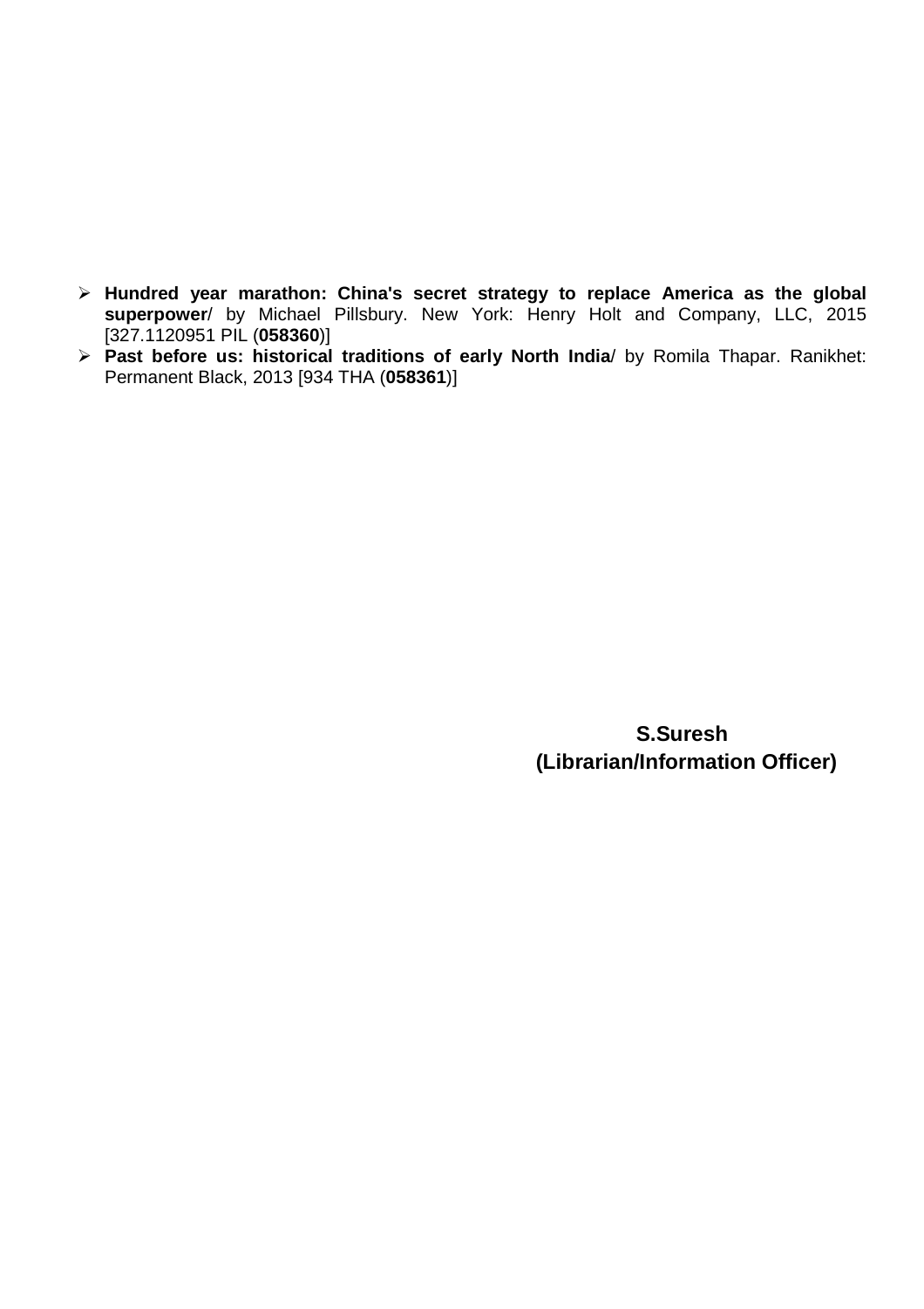- **Hundred year marathon: China's secret strategy to replace America as the global superpower**/ by Michael Pillsbury. New York: Henry Holt and Company, LLC, 2015 [327.1120951 PIL (**058360**)]
- **Past before us: historical traditions of early North India**/ by Romila Thapar. Ranikhet: Permanent Black, 2013 [934 THA (**058361**)]

**S.Suresh**
**(Librarian/Information Officer)**